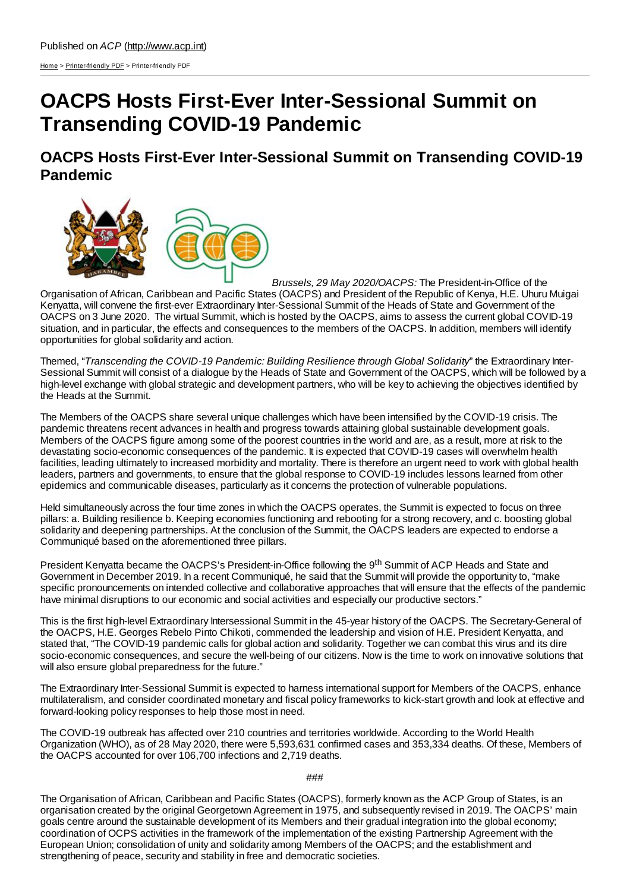Published on *ACP* (http://www.acp.int)

Home > Printer-friendly PDF > Printer-friendly PDF

# OACPS Hosts First-Ever Inter-Sessional Summit on Transending COVID-19 Pandemic

## OACPS Hosts First-Ever Inter-Sessional Summit on Transending COVID-19 Pandemic

*Brussels, 29 May 2020/OACPS:* The President-in-Office of the Organisation of African, Caribbean and Pacific States (OACPS) and President of the Republic of Kenya, H.E. Uhuru Muigai Kenyatta, will convene the first-ever Extraordinary Inter-Sessional Summit of the Heads of State and Government of the OACPS on 3 June 2020. The virtual Summit, which is hosted by the OACPS, aims to assess the current global COVID-19 situation, and in particular, the effects and consequences to the members of the OACPS. In addition, members will identify opportunities for global solidarity and action.

Themed, "*Transcending the COVID-19 Pandemic: Building Resilience through Global Solidarity*" the Extraordinary Inter-Sessional Summit will consist of a dialogue by the Heads of State and Government of the OACPS, which will be followed by a high-level exchange with global strategic and development partners, who will be key to achieving the objectives identified by the Heads at the Summit.

The Members of the OACPS share several unique challenges which have been intensified by the COVID-19 crisis. The pandemic threatens recent advances in health and progress towards attaining global sustainable development goals. Members of the OACPS figure among some of the poorest countries in the world and are, as a result, more at risk to the devastating socio-economic consequences of the pandemic. It is expected that COVID-19 cases will overwhelm health facilities, leading ultimately to increased morbidity and mortality. There is therefore an urgent need to work with global health leaders, partners and governments, to ensure that the global response to COVID-19 includes lessons learned from other epidemics and communicable diseases, particularly as it concerns the protection of vulnerable populations.

Held simultaneously across the four time zones in which the OACPS operates, the Summit is expected to focus on three pillars: a. Building resilience b. Keeping economies functioning and rebooting for a strong recovery, and c. boosting global solidarity and deepening partnerships. At the conclusion of the Summit, the OACPS leaders are expected to endorse a Communiqué based on the aforementioned three pillars.

President Kenyatta became the OACPS's President-in-Office following the 9th Summit of ACP Heads and State and Government in December 2019. In a recent Communiqué, he said that the Summit will provide the opportunity to, "make specific pronouncements on intended collective and collaborative approaches that will ensure that the effects of the pandemic have minimal disruptions to our economic and social activities and especially our productive sectors."

This is the first high-level Extraordinary Intersessional Summit in the 45-year history of the OACPS. The Secretary-General of the OACPS, H.E. Georges Rebelo Pinto Chikoti, commended the leadership and vision of H.E. President Kenyatta, and stated that, "The COVID-19 pandemic calls for global action and solidarity. Together we can combat this virus and its dire socio-economic consequences, and secure the well-being of our citizens. Now is the time to work on innovative solutions that will also ensure global preparedness for the future."

The Extraordinary Inter-Sessional Summit is expected to harness international support for Members of the OACPS, enhance multilateralism, and consider coordinated monetary and fiscal policy frameworks to kick-start growth and look at effective and forward-looking policy responses to help those most in need.

The COVID-19 outbreak has affected over 210 countries and territories worldwide. According to the World Health Organization (WHO), as of 28 May 2020, there were 5,593,631 confirmed cases and 353,334 deaths. Of these, Members of the OACPS accounted for over 106,700 infections and 2,719 deaths.

###

The Organisation of African, Caribbean and Pacific States (OACPS), formerly known as the ACP Group of States, is an organisation created by the original Georgetown Agreement in 1975, and subsequently revised in 2019. The OACPS' main goals centre around the sustainable development of its Members and their gradual integration into the global economy; coordination of OCPS activities in the framework of the implementation of the existing Partnership Agreement with the European Union; consolidation of unity and solidarity among Members of the OACPS; and the establishment and strengthening of peace, security and stability in free and democratic societies.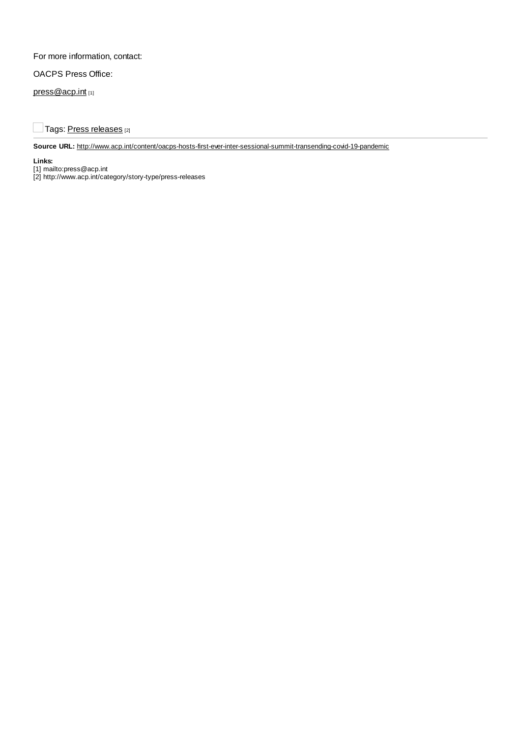For more information, contact:

OACPS Press Office:

press@acp.int [1]

Tags: Press releases [2]

---

**Source URL:** http://www.acp.int/content/oacps-hosts-first-ever-inter-sessional-summit-transending-covid-19-pandemic

**Links:**
[1] mailto:press@acp.int
[2] http://www.acp.int/category/story-type/press-releases